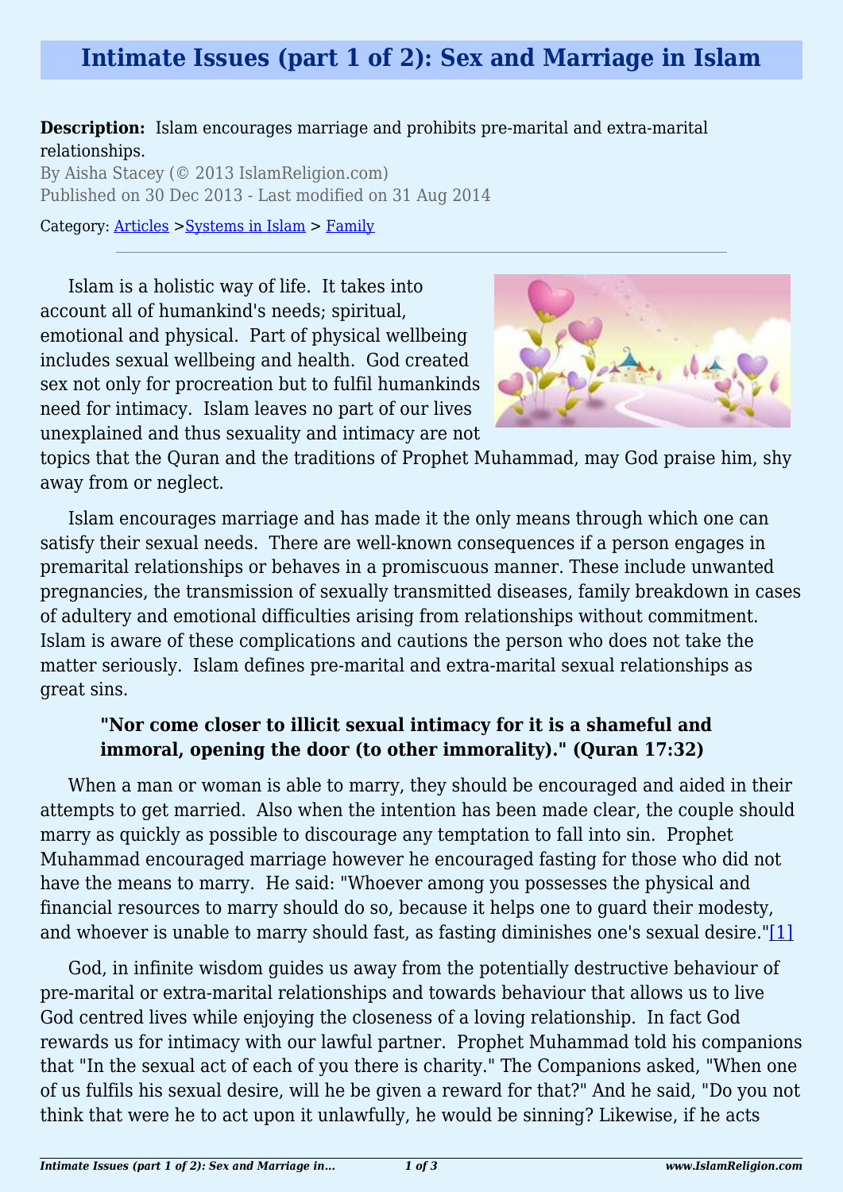# Intimate Issues (part 1 of 2): Sex and Marriage in Islam

**Description:** Islam encourages marriage and prohibits pre-marital and extra-marital relationships.

By Aisha Stacey (© 2013 IslamReligion.com)

Published on 30 Dec 2013 - Last modified on 31 Aug 2014

Category: Articles >Systems in Islam > Family

---

Islam is a holistic way of life. It takes into account all of humankind's needs; spiritual, emotional and physical. Part of physical wellbeing includes sexual wellbeing and health. God created sex not only for procreation but to fulfil humankinds need for intimacy. Islam leaves no part of our lives unexplained and thus sexuality and intimacy are not topics that the Quran and the traditions of Prophet Muhammad, may God praise him, shy away from or neglect.

Islam encourages marriage and has made it the only means through which one can satisfy their sexual needs. There are well-known consequences if a person engages in premarital relationships or behaves in a promiscuous manner. These include unwanted pregnancies, the transmission of sexually transmitted diseases, family breakdown in cases of adultery and emotional difficulties arising from relationships without commitment. Islam is aware of these complications and cautions the person who does not take the matter seriously. Islam defines pre-marital and extra-marital sexual relationships as great sins.

> **"Nor come closer to illicit sexual intimacy for it is a shameful and immoral, opening the door (to other immorality)." (Quran 17:32)**

When a man or woman is able to marry, they should be encouraged and aided in their attempts to get married. Also when the intention has been made clear, the couple should marry as quickly as possible to discourage any temptation to fall into sin. Prophet Muhammad encouraged marriage however he encouraged fasting for those who did not have the means to marry. He said: "Whoever among you possesses the physical and financial resources to marry should do so, because it helps one to guard their modesty, and whoever is unable to marry should fast, as fasting diminishes one's sexual desire."[1]

God, in infinite wisdom guides us away from the potentially destructive behaviour of pre-marital or extra-marital relationships and towards behaviour that allows us to live God centred lives while enjoying the closeness of a loving relationship. In fact God rewards us for intimacy with our lawful partner. Prophet Muhammad told his companions that "In the sexual act of each of you there is charity." The Companions asked, "When one of us fulfils his sexual desire, will he be given a reward for that?" And he said, "Do you not think that were he to act upon it unlawfully, he would be sinning? Likewise, if he acts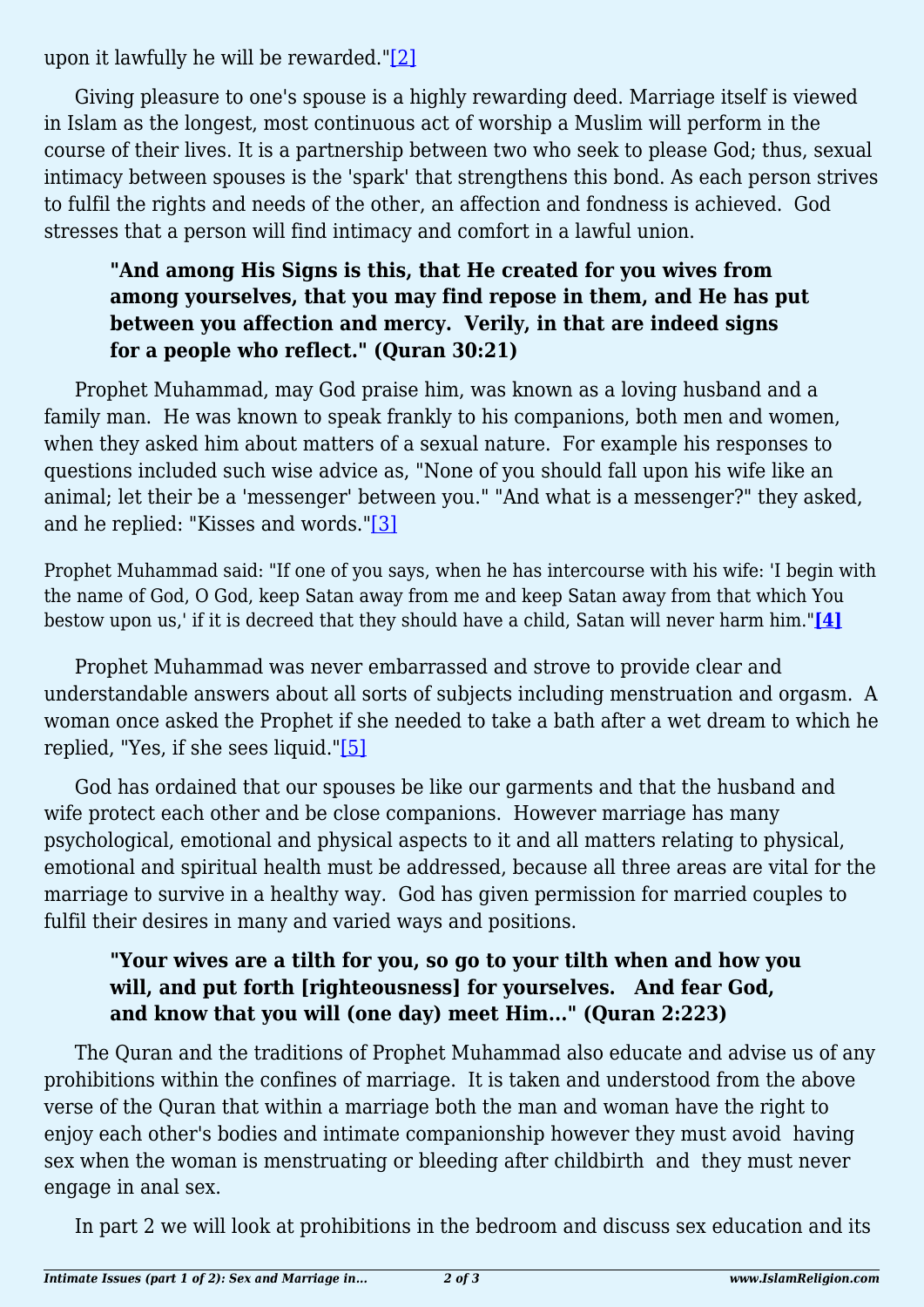upon it lawfully he will be rewarded."[2]

Giving pleasure to one's spouse is a highly rewarding deed. Marriage itself is viewed in Islam as the longest, most continuous act of worship a Muslim will perform in the course of their lives. It is a partnership between two who seek to please God; thus, sexual intimacy between spouses is the 'spark' that strengthens this bond. As each person strives to fulfil the rights and needs of the other, an affection and fondness is achieved. God stresses that a person will find intimacy and comfort in a lawful union.

> **"And among His Signs is this, that He created for you wives from among yourselves, that you may find repose in them, and He has put between you affection and mercy. Verily, in that are indeed signs for a people who reflect." (Quran 30:21)**

Prophet Muhammad, may God praise him, was known as a loving husband and a family man. He was known to speak frankly to his companions, both men and women, when they asked him about matters of a sexual nature. For example his responses to questions included such wise advice as, "None of you should fall upon his wife like an animal; let their be a 'messenger' between you." "And what is a messenger?" they asked, and he replied: "Kisses and words."[3]

Prophet Muhammad said: "If one of you says, when he has intercourse with his wife: 'I begin with the name of God, O God, keep Satan away from me and keep Satan away from that which You bestow upon us,' if it is decreed that they should have a child, Satan will never harm him."**[4]**

Prophet Muhammad was never embarrassed and strove to provide clear and understandable answers about all sorts of subjects including menstruation and orgasm. A woman once asked the Prophet if she needed to take a bath after a wet dream to which he replied, "Yes, if she sees liquid."[5]

God has ordained that our spouses be like our garments and that the husband and wife protect each other and be close companions. However marriage has many psychological, emotional and physical aspects to it and all matters relating to physical, emotional and spiritual health must be addressed, because all three areas are vital for the marriage to survive in a healthy way. God has given permission for married couples to fulfil their desires in many and varied ways and positions.

> **"Your wives are a tilth for you, so go to your tilth when and how you will, and put forth [righteousness] for yourselves. And fear God, and know that you will (one day) meet Him..." (Quran 2:223)**

The Quran and the traditions of Prophet Muhammad also educate and advise us of any prohibitions within the confines of marriage. It is taken and understood from the above verse of the Quran that within a marriage both the man and woman have the right to enjoy each other's bodies and intimate companionship however they must avoid having sex when the woman is menstruating or bleeding after childbirth and they must never engage in anal sex.

In part 2 we will look at prohibitions in the bedroom and discuss sex education and its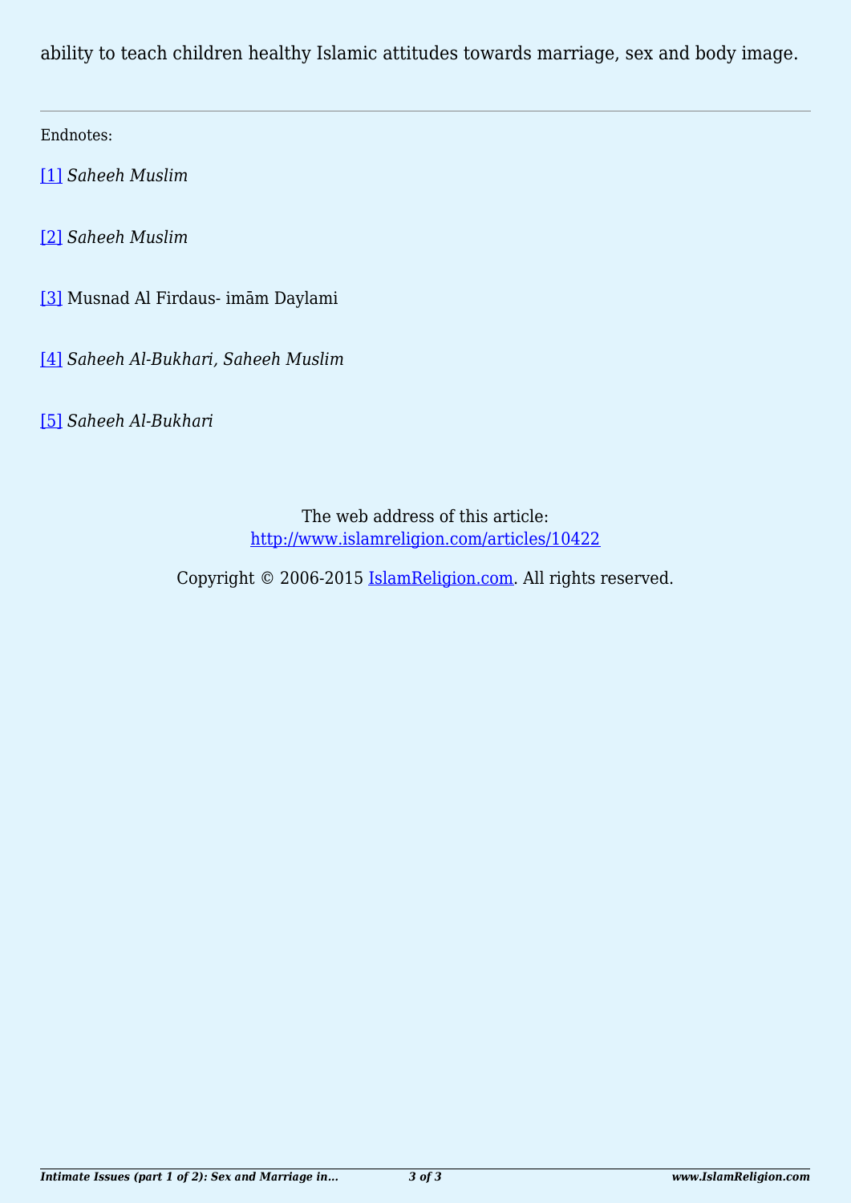ability to teach children healthy Islamic attitudes towards marriage, sex and body image.

---

Endnotes:

[1] *Saheeh Muslim*

[2] *Saheeh Muslim*

[3] Musnad Al Firdaus- imām Daylami

[4] *Saheeh Al-Bukhari, Saheeh Muslim*

[5] *Saheeh Al-Bukhari*

The web address of this article:
http://www.islamreligion.com/articles/10422

Copyright © 2006-2015 IslamReligion.com. All rights reserved.